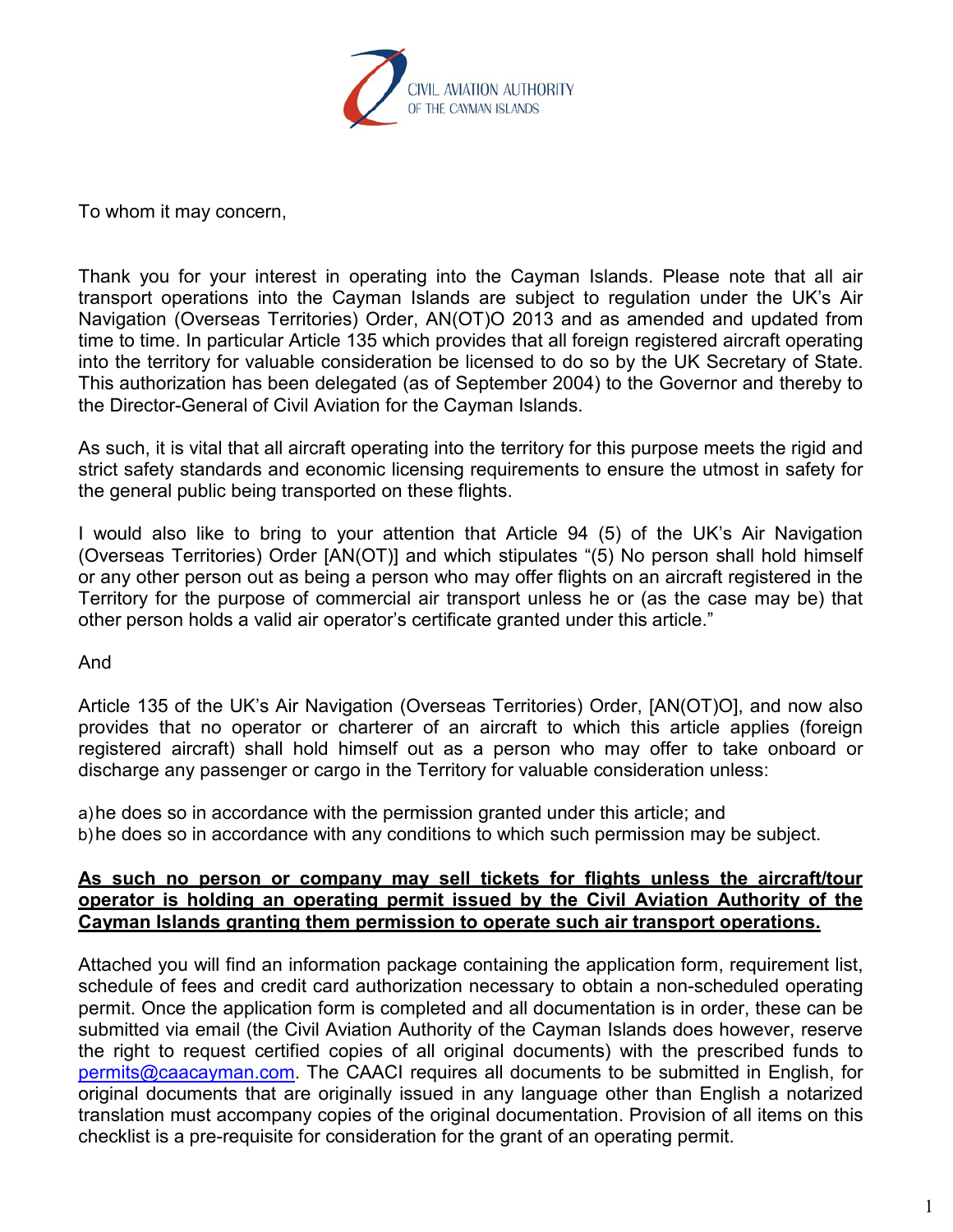CIVIL AVIATION AUTHORITY
OF THE CAYMAN ISLANDS

To whom it may concern,

Thank you for your interest in operating into the Cayman Islands. Please note that all air transport operations into the Cayman Islands are subject to regulation under the UK's Air Navigation (Overseas Territories) Order, AN(OT)O 2013 and as amended and updated from time to time. In particular Article 135 which provides that all foreign registered aircraft operating into the territory for valuable consideration be licensed to do so by the UK Secretary of State. This authorization has been delegated (as of September 2004) to the Governor and thereby to the Director-General of Civil Aviation for the Cayman Islands.

As such, it is vital that all aircraft operating into the territory for this purpose meets the rigid and strict safety standards and economic licensing requirements to ensure the utmost in safety for the general public being transported on these flights.

I would also like to bring to your attention that Article 94 (5) of the UK's Air Navigation (Overseas Territories) Order [AN(OT)] and which stipulates "(5) No person shall hold himself or any other person out as being a person who may offer flights on an aircraft registered in the Territory for the purpose of commercial air transport unless he or (as the case may be) that other person holds a valid air operator's certificate granted under this article."

And

Article 135 of the UK's Air Navigation (Overseas Territories) Order, [AN(OT)O], and now also provides that no operator or charterer of an aircraft to which this article applies (foreign registered aircraft) shall hold himself out as a person who may offer to take onboard or discharge any passenger or cargo in the Territory for valuable consideration unless:

a) he does so in accordance with the permission granted under this article; and
b) he does so in accordance with any conditions to which such permission may be subject.

**As such no person or company may sell tickets for flights unless the aircraft/tour operator is holding an operating permit issued by the Civil Aviation Authority of the Cayman Islands granting them permission to operate such air transport operations.**

Attached you will find an information package containing the application form, requirement list, schedule of fees and credit card authorization necessary to obtain a non-scheduled operating permit. Once the application form is completed and all documentation is in order, these can be submitted via email (the Civil Aviation Authority of the Cayman Islands does however, reserve the right to request certified copies of all original documents) with the prescribed funds to permits@caacayman.com. The CAACI requires all documents to be submitted in English, for original documents that are originally issued in any language other than English a notarized translation must accompany copies of the original documentation. Provision of all items on this checklist is a pre-requisite for consideration for the grant of an operating permit.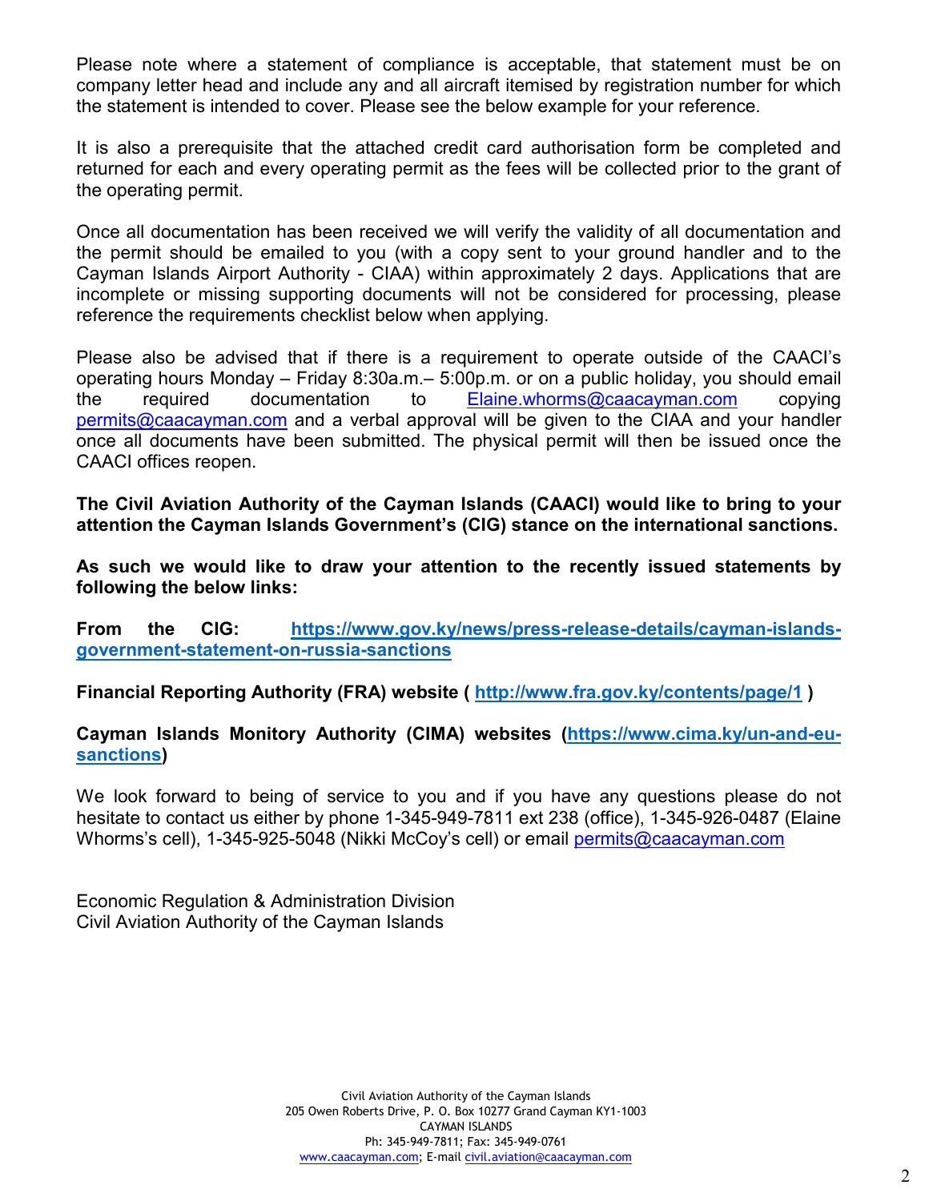Please note where a statement of compliance is acceptable, that statement must be on company letter head and include any and all aircraft itemised by registration number for which the statement is intended to cover. Please see the below example for your reference.

It is also a prerequisite that the attached credit card authorisation form be completed and returned for each and every operating permit as the fees will be collected prior to the grant of the operating permit.

Once all documentation has been received we will verify the validity of all documentation and the permit should be emailed to you (with a copy sent to your ground handler and to the Cayman Islands Airport Authority - CIAA) within approximately 2 days. Applications that are incomplete or missing supporting documents will not be considered for processing, please reference the requirements checklist below when applying.

Please also be advised that if there is a requirement to operate outside of the CAACI's operating hours Monday – Friday 8:30a.m.– 5:00p.m. or on a public holiday, you should email the required documentation to [Elaine.whorms@caacayman.com](mailto:Elaine.whorms@caacayman.com) copying [permits@caacayman.com](mailto:permits@caacayman.com) and a verbal approval will be given to the CIAA and your handler once all documents have been submitted. The physical permit will then be issued once the CAACI offices reopen.

**The Civil Aviation Authority of the Cayman Islands (CAACI) would like to bring to your attention the Cayman Islands Government's (CIG) stance on the international sanctions.**

**As such we would like to draw your attention to the recently issued statements by following the below links:**

**From the CIG: [https://www.gov.ky/news/press-release-details/cayman-islands-government-statement-on-russia-sanctions](https://www.gov.ky/news/press-release-details/cayman-islands-government-statement-on-russia-sanctions)**

**Financial Reporting Authority (FRA) website ( [http://www.fra.gov.ky/contents/page/1](http://www.fra.gov.ky/contents/page/1) )**

**Cayman Islands Monitory Authority (CIMA) websites ([https://www.cima.ky/un-and-eu-sanctions](https://www.cima.ky/un-and-eu-sanctions))**

We look forward to being of service to you and if you have any questions please do not hesitate to contact us either by phone 1-345-949-7811 ext 238 (office), 1-345-926-0487 (Elaine Whorms's cell), 1-345-925-5048 (Nikki McCoy's cell) or email [permits@caacayman.com](mailto:permits@caacayman.com)

Economic Regulation & Administration Division
Civil Aviation Authority of the Cayman Islands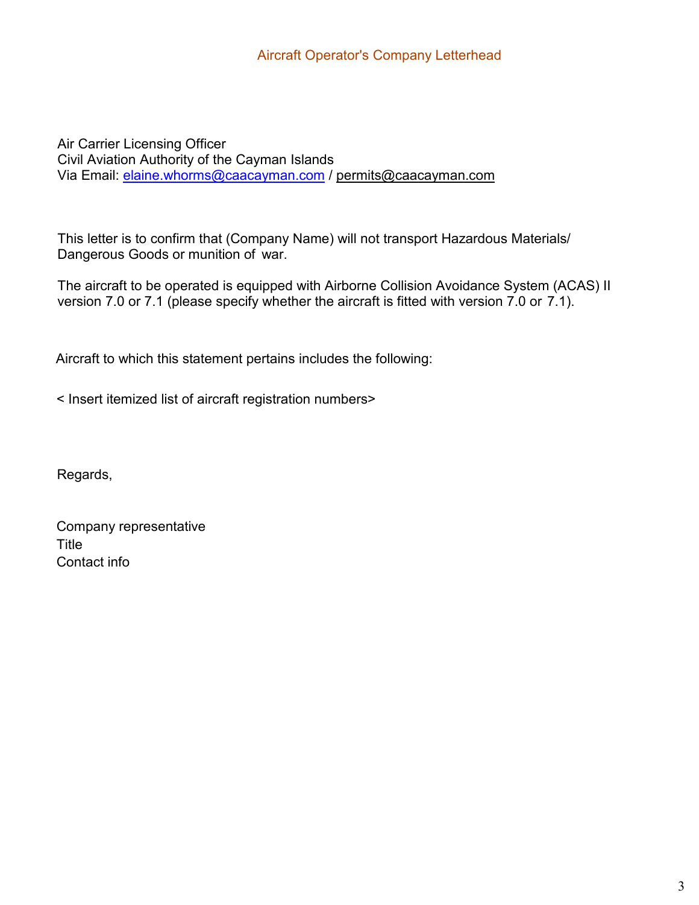Aircraft Operator's Company Letterhead

Air Carrier Licensing Officer
Civil Aviation Authority of the Cayman Islands
Via Email: elaine.whorms@caacayman.com / permits@caacayman.com

This letter is to confirm that (Company Name) will not transport Hazardous Materials/ Dangerous Goods or munition of war.

The aircraft to be operated is equipped with Airborne Collision Avoidance System (ACAS) II version 7.0 or 7.1 (please specify whether the aircraft is fitted with version 7.0 or 7.1).

Aircraft to which this statement pertains includes the following:

< Insert itemized list of aircraft registration numbers>

Regards,

Company representative
Title
Contact info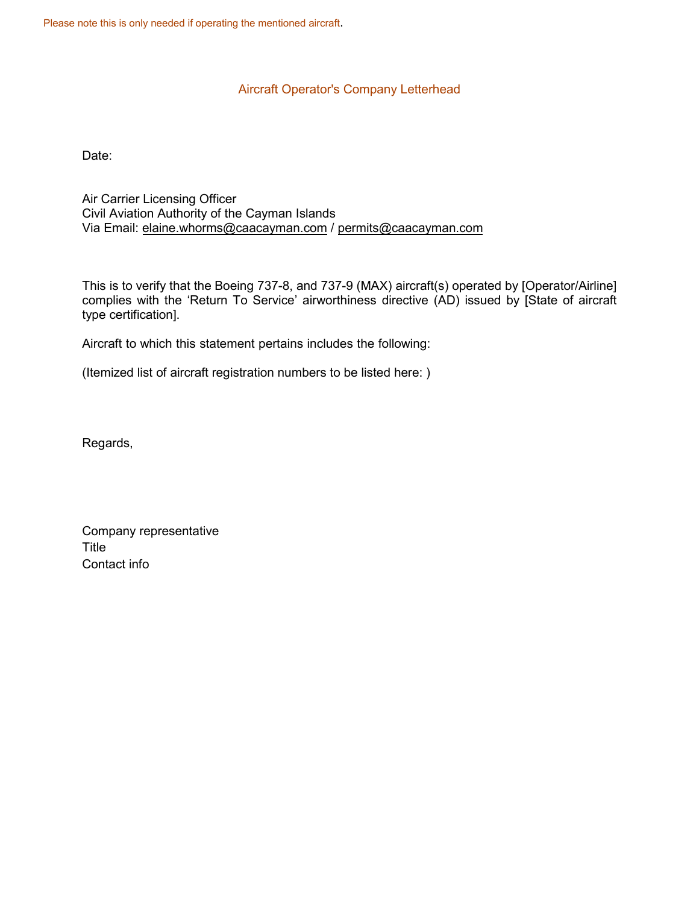Please note this is only needed if operating the mentioned aircraft.

Aircraft Operator's Company Letterhead

Date:

Air Carrier Licensing Officer
Civil Aviation Authority of the Cayman Islands
Via Email: elaine.whorms@caacayman.com / permits@caacayman.com

This is to verify that the Boeing 737-8, and 737-9 (MAX) aircraft(s) operated by [Operator/Airline] complies with the 'Return To Service' airworthiness directive (AD) issued by [State of aircraft type certification].

Aircraft to which this statement pertains includes the following:

(Itemized list of aircraft registration numbers to be listed here: )

Regards,

Company representative
Title
Contact info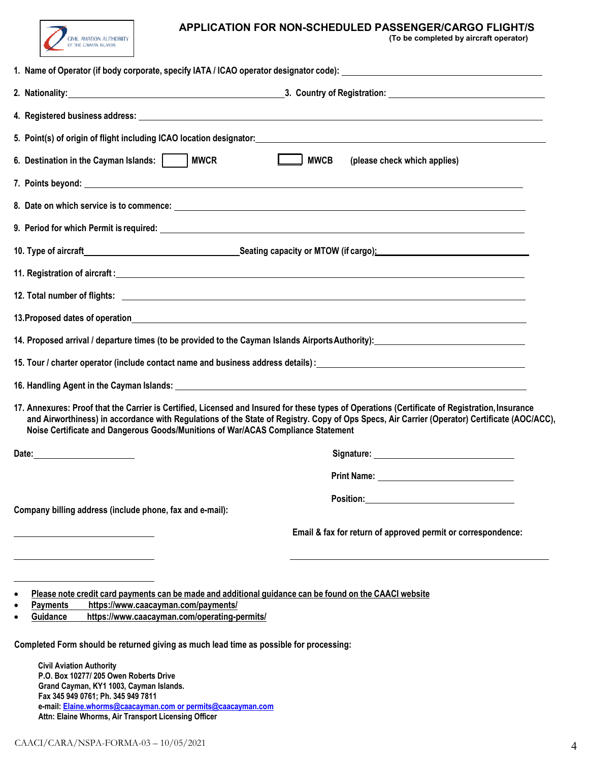# APPLICATION FOR NON-SCHEDULED PASSENGER/CARGO FLIGHT/S

**(To be completed by aircraft operator)**

1. Name of Operator (if body corporate, specify IATA / ICAO operator designator code): ______________________

2. Nationality: ______________________ 3. Country of Registration: ______________________

4. Registered business address: ______________________

5. Point(s) of origin of flight including ICAO location designator: ______________________

6. Destination in the Cayman Islands: ☐ MWCR ☐ MWCB (please check which applies)

7. Points beyond: ______________________

8. Date on which service is to commence: ______________________

9. Period for which Permit is required: ______________________

10. Type of aircraft ______________________ Seating capacity or MTOW (if cargo): ______________________

11. Registration of aircraft : ______________________

12. Total number of flights: ______________________

13. Proposed dates of operation ______________________

14. Proposed arrival / departure times (to be provided to the Cayman Islands Airports Authority): ______________________

15. Tour / charter operator (include contact name and business address details) : ______________________

16. Handling Agent in the Cayman Islands: ______________________

17. Annexures: Proof that the Carrier is Certified, Licensed and Insured for these types of Operations (Certificate of Registration, Insurance and Airworthiness) in accordance with Regulations of the State of Registry. Copy of Ops Specs, Air Carrier (Operator) Certificate (AOC/ACC), Noise Certificate and Dangerous Goods/Munitions of War/ACAS Compliance Statement

Date: ______________________

Signature: ______________________

Print Name: ______________________

Position: ______________________

Company billing address (include phone, fax and e-mail):

______________________

______________________

______________________

Email & fax for return of approved permit or correspondence:

______________________

- Please note credit card payments can be made and additional guidance can be found on the CAACI website
- Payments https://www.caacayman.com/payments/
- Guidance https://www.caacayman.com/operating-permits/

Completed Form should be returned giving as much lead time as possible for processing:

**Civil Aviation Authority**
**P.O. Box 10277/ 205 Owen Roberts Drive**
**Grand Cayman, KY1 1003, Cayman Islands.**
**Fax 345 949 0761; Ph. 345 949 7811**
**e-mail: Elaine.whorms@caacayman.com or permits@caacayman.com**
**Attn: Elaine Whorms, Air Transport Licensing Officer**

CAACI/CARA/NSPA-FORMA-03 – 10/05/2021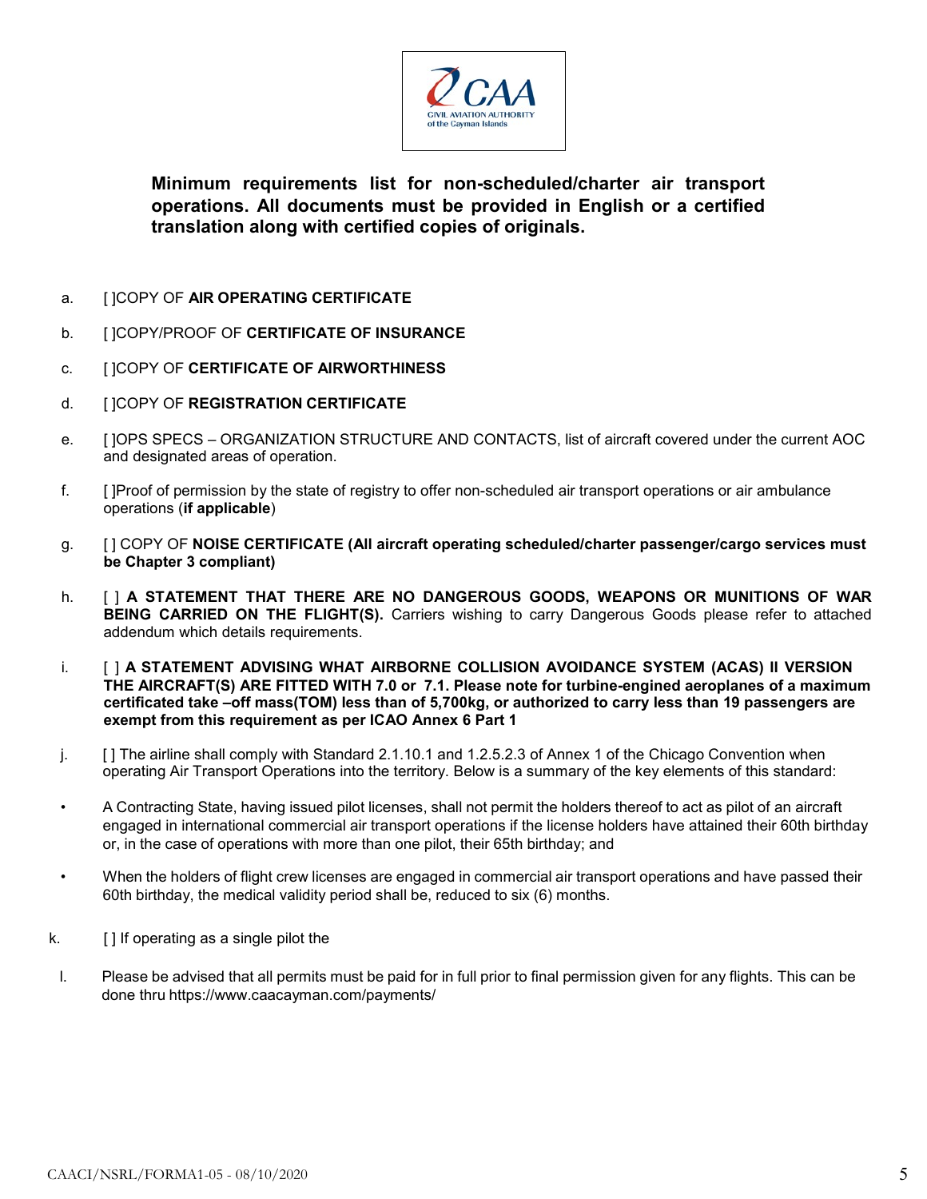CAA

CIVIL AVIATION AUTHORITY of the Cayman Islands

**Minimum requirements list for non-scheduled/charter air transport operations. All documents must be provided in English or a certified translation along with certified copies of originals.**

a. [ ]COPY OF **AIR OPERATING CERTIFICATE**

b. [ ]COPY/PROOF OF **CERTIFICATE OF INSURANCE**

c. [ ]COPY OF **CERTIFICATE OF AIRWORTHINESS**

d. [ ]COPY OF **REGISTRATION CERTIFICATE**

e. [ ]OPS SPECS – ORGANIZATION STRUCTURE AND CONTACTS, list of aircraft covered under the current AOC and designated areas of operation.

f. [ ]Proof of permission by the state of registry to offer non-scheduled air transport operations or air ambulance operations (**if applicable**)

g. [ ] COPY OF **NOISE CERTIFICATE (All aircraft operating scheduled/charter passenger/cargo services must be Chapter 3 compliant)**

h. [ ] **A STATEMENT THAT THERE ARE NO DANGEROUS GOODS, WEAPONS OR MUNITIONS OF WAR BEING CARRIED ON THE FLIGHT(S).** Carriers wishing to carry Dangerous Goods please refer to attached addendum which details requirements.

i. [ ] **A STATEMENT ADVISING WHAT AIRBORNE COLLISION AVOIDANCE SYSTEM (ACAS) II VERSION THE AIRCRAFT(S) ARE FITTED WITH 7.0 or 7.1. Please note for turbine-engined aeroplanes of a maximum certificated take –off mass(TOM) less than of 5,700kg, or authorized to carry less than 19 passengers are exempt from this requirement as per ICAO Annex 6 Part 1**

j. [ ] The airline shall comply with Standard 2.1.10.1 and 1.2.5.2.3 of Annex 1 of the Chicago Convention when operating Air Transport Operations into the territory. Below is a summary of the key elements of this standard:

- A Contracting State, having issued pilot licenses, shall not permit the holders thereof to act as pilot of an aircraft engaged in international commercial air transport operations if the license holders have attained their 60th birthday or, in the case of operations with more than one pilot, their 65th birthday; and
- When the holders of flight crew licenses are engaged in commercial air transport operations and have passed their 60th birthday, the medical validity period shall be, reduced to six (6) months.

k. [ ] If operating as a single pilot the

l. Please be advised that all permits must be paid for in full prior to final permission given for any flights. This can be done thru https://www.caacayman.com/payments/

CAACI/NSRL/FORMA1-05 - 08/10/2020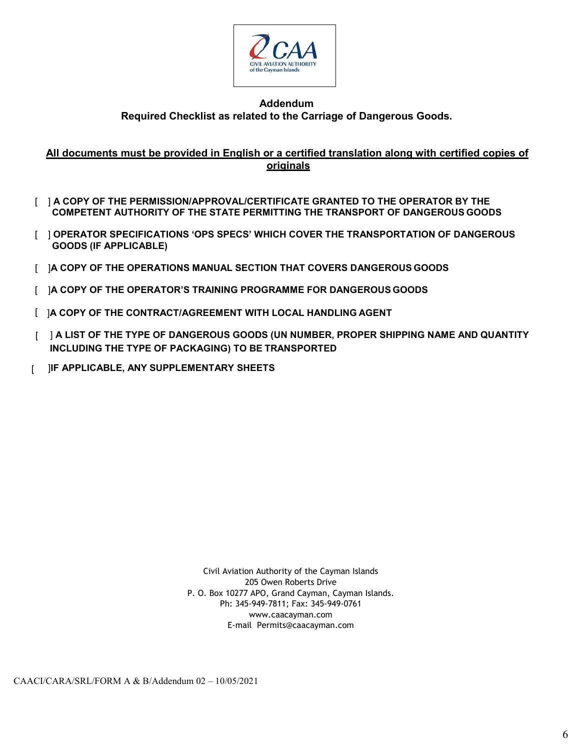CAA

CIVIL AVIATION AUTHORITY
of the Cayman Islands

**Addendum**
**Required Checklist as related to the Carriage of Dangerous Goods.**

**<u>All documents must be provided in English or a certified translation along with certified copies of originals</u>**

[ ] **A COPY OF THE PERMISSION/APPROVAL/CERTIFICATE GRANTED TO THE OPERATOR BY THE COMPETENT AUTHORITY OF THE STATE PERMITTING THE TRANSPORT OF DANGEROUS GOODS**

[ ] **OPERATOR SPECIFICATIONS 'OPS SPECS' WHICH COVER THE TRANSPORTATION OF DANGEROUS GOODS (IF APPLICABLE)**

[ ] **A COPY OF THE OPERATIONS MANUAL SECTION THAT COVERS DANGEROUS GOODS**

[ ] **A COPY OF THE OPERATOR'S TRAINING PROGRAMME FOR DANGEROUS GOODS**

[ ] **A COPY OF THE CONTRACT/AGREEMENT WITH LOCAL HANDLING AGENT**

[ ] **A LIST OF THE TYPE OF DANGEROUS GOODS (UN NUMBER, PROPER SHIPPING NAME AND QUANTITY INCLUDING THE TYPE OF PACKAGING) TO BE TRANSPORTED**

[ ] **IF APPLICABLE, ANY SUPPLEMENTARY SHEETS**

Civil Aviation Authority of the Cayman Islands
205 Owen Roberts Drive
P. O. Box 10277 APO, Grand Cayman, Cayman Islands.
Ph: 345-949-7811; Fax: 345-949-0761
www.caacayman.com
E-mail Permits@caacayman.com

CAACI/CARA/SRL/FORM A & B/Addendum 02 – 10/05/2021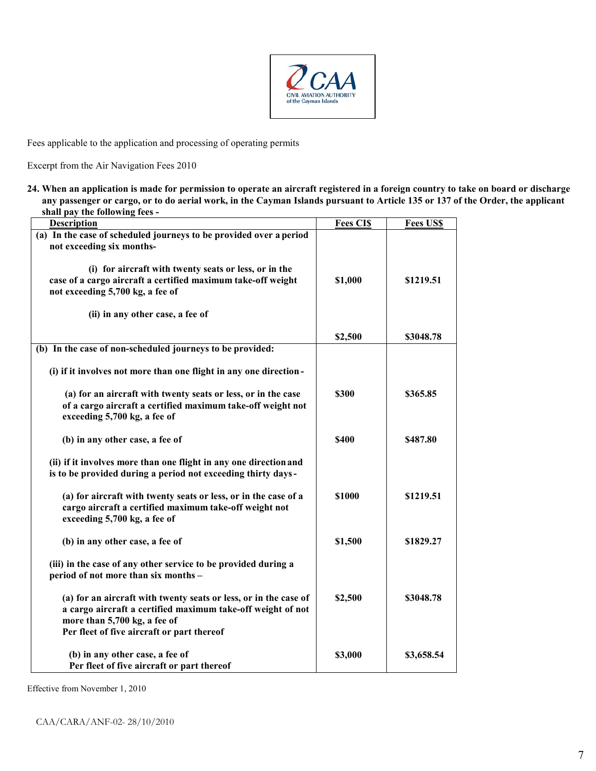CAA
CIVIL AVIATION AUTHORITY
of the Cayman Islands

Fees applicable to the application and processing of operating permits

Excerpt from the Air Navigation Fees 2010

**24. When an application is made for permission to operate an aircraft registered in a foreign country to take on board or discharge any passenger or cargo, or to do aerial work, in the Cayman Islands pursuant to Article 135 or 137 of the Order, the applicant shall pay the following fees -**

| **Description** | **Fees CI$** | **Fees US$** |
|---|---|---|
| **(a) In the case of scheduled journeys to be provided over a period not exceeding six months-** | | |
| **(i) for aircraft with twenty seats or less, or in the case of a cargo aircraft a certified maximum take-off weight not exceeding 5,700 kg, a fee of** | **$1,000** | **$1219.51** |
| **(ii) in any other case, a fee of** | **$2,500** | **$3048.78** |
| **(b) In the case of non-scheduled journeys to be provided:** | | |
| **(i) if it involves not more than one flight in any one direction -** | | |
| **(a) for an aircraft with twenty seats or less, or in the case of a cargo aircraft a certified maximum take-off weight not exceeding 5,700 kg, a fee of** | **$300** | **$365.85** |
| **(b) in any other case, a fee of** | **$400** | **$487.80** |
| **(ii) if it involves more than one flight in any one direction and is to be provided during a period not exceeding thirty days -** | | |
| **(a) for aircraft with twenty seats or less, or in the case of a cargo aircraft a certified maximum take-off weight not exceeding 5,700 kg, a fee of** | **$1000** | **$1219.51** |
| **(b) in any other case, a fee of** | **$1,500** | **$1829.27** |
| **(iii) in the case of any other service to be provided during a period of not more than six months –** | | |
| **(a) for an aircraft with twenty seats or less, or in the case of a cargo aircraft a certified maximum take-off weight of not more than 5,700 kg, a fee of Per fleet of five aircraft or part thereof** | **$2,500** | **$3048.78** |
| **(b) in any other case, a fee of Per fleet of five aircraft or part thereof** | **$3,000** | **$3,658.54** |

Effective from November 1, 2010

CAA/CARA/ANF-02- 28/10/2010